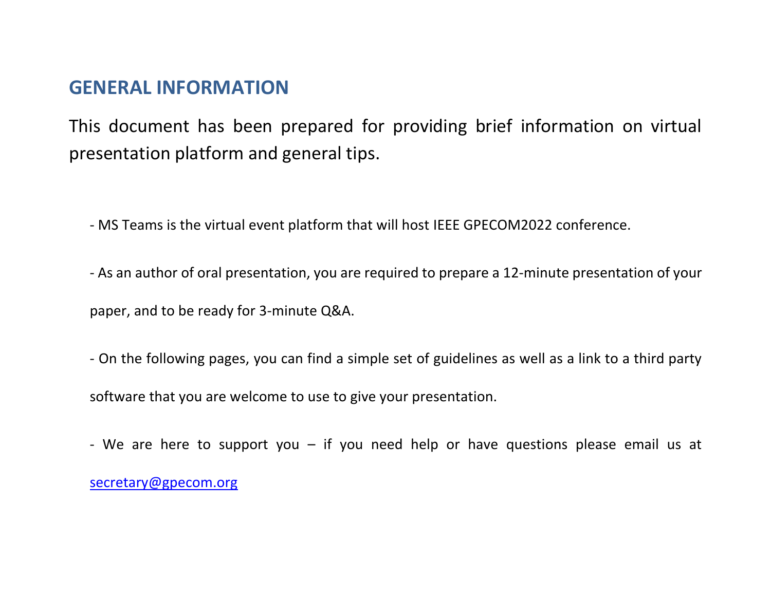## GENERAL INFORMATION

This document has been prepared for providing brief information on virtual presentation platform and general tips.

- MS Teams is the virtual event platform that will host IEEE GPECOM2022 conference.

- As an author of oral presentation, you are required to prepare a 12-minute presentation of your paper, and to be ready for 3-minute Q&A.

- On the following pages, you can find a simple set of guidelines as well as a link to a third party software that you are welcome to use to give your presentation.

- We are here to support you – if you need help or have questions please email us at secretary@gpecom.org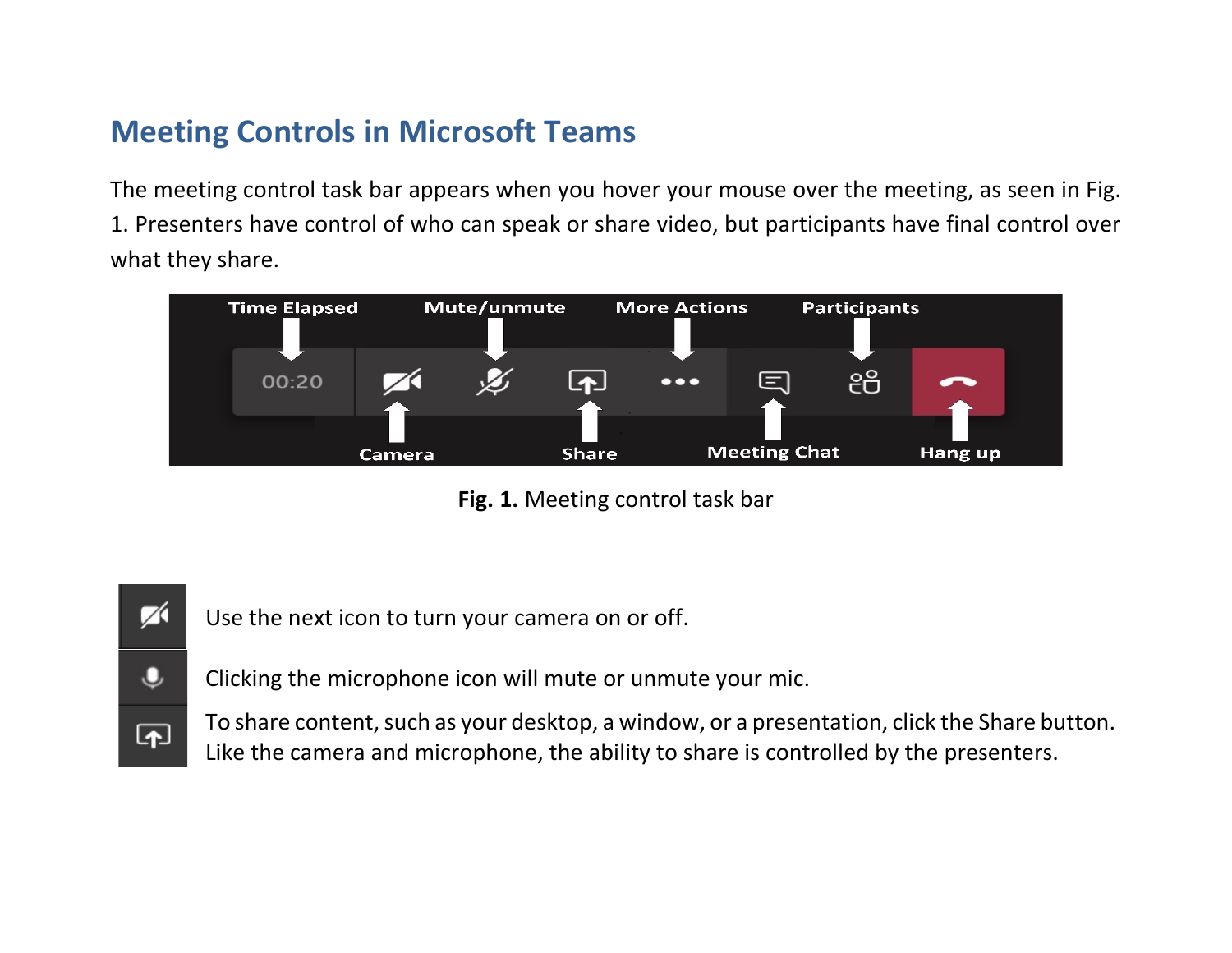## Meeting Controls in Microsoft Teams

The meeting control task bar appears when you hover your mouse over the meeting, as seen in Fig. 1. Presenters have control of who can speak or share video, but participants have final control over what they share.

**Fig. 1.** Meeting control task bar

Use the next icon to turn your camera on or off.

Clicking the microphone icon will mute or unmute your mic.

To share content, such as your desktop, a window, or a presentation, click the Share button. Like the camera and microphone, the ability to share is controlled by the presenters.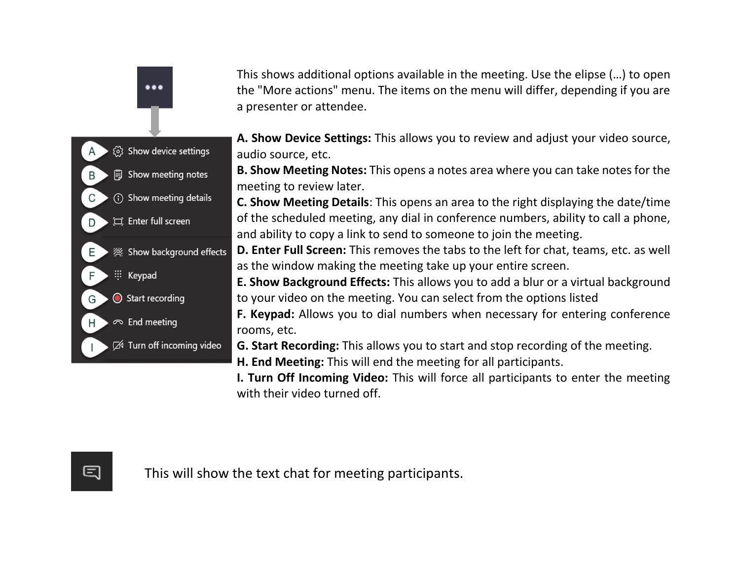This shows additional options available in the meeting. Use the elipse (…) to open the "More actions" menu. The items on the menu will differ, depending if you are a presenter or attendee.

**A. Show Device Settings:** This allows you to review and adjust your video source, audio source, etc.
**B. Show Meeting Notes:** This opens a notes area where you can take notes for the meeting to review later.
**C. Show Meeting Details**: This opens an area to the right displaying the date/time of the scheduled meeting, any dial in conference numbers, ability to call a phone, and ability to copy a link to send to someone to join the meeting.
**D. Enter Full Screen:** This removes the tabs to the left for chat, teams, etc. as well as the window making the meeting take up your entire screen.
**E. Show Background Effects:** This allows you to add a blur or a virtual background to your video on the meeting. You can select from the options listed
**F. Keypad:** Allows you to dial numbers when necessary for entering conference rooms, etc.
**G. Start Recording:** This allows you to start and stop recording of the meeting.
**H. End Meeting:** This will end the meeting for all participants.
**I. Turn Off Incoming Video:** This will force all participants to enter the meeting with their video turned off.

This will show the text chat for meeting participants.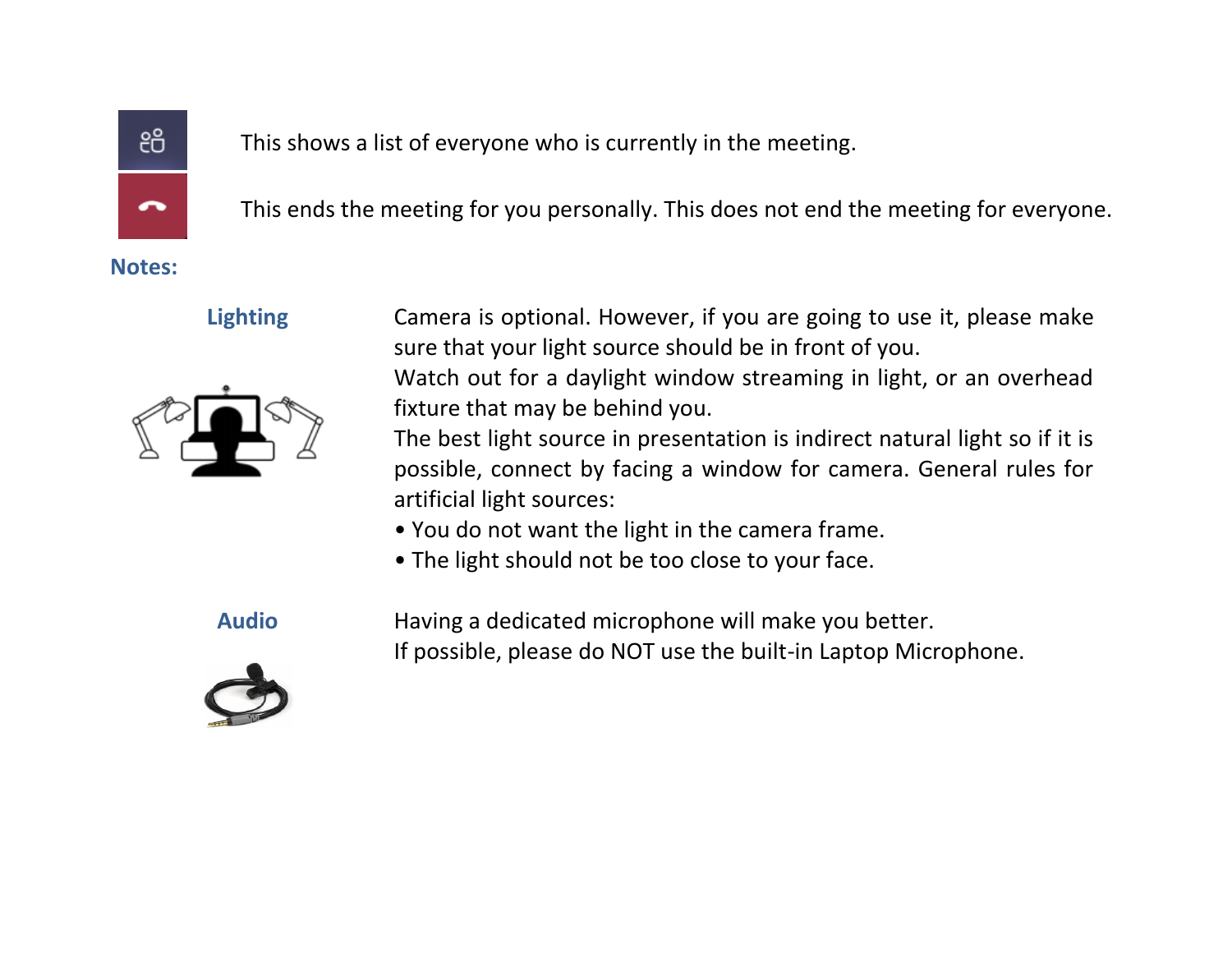This shows a list of everyone who is currently in the meeting.

This ends the meeting for you personally. This does not end the meeting for everyone.

**Notes:**

**Lighting**

Camera is optional. However, if you are going to use it, please make sure that your light source should be in front of you.
Watch out for a daylight window streaming in light, or an overhead fixture that may be behind you.
The best light source in presentation is indirect natural light so if it is possible, connect by facing a window for camera. General rules for artificial light sources:

- You do not want the light in the camera frame.
- The light should not be too close to your face.

**Audio**

Having a dedicated microphone will make you better.
If possible, please do NOT use the built-in Laptop Microphone.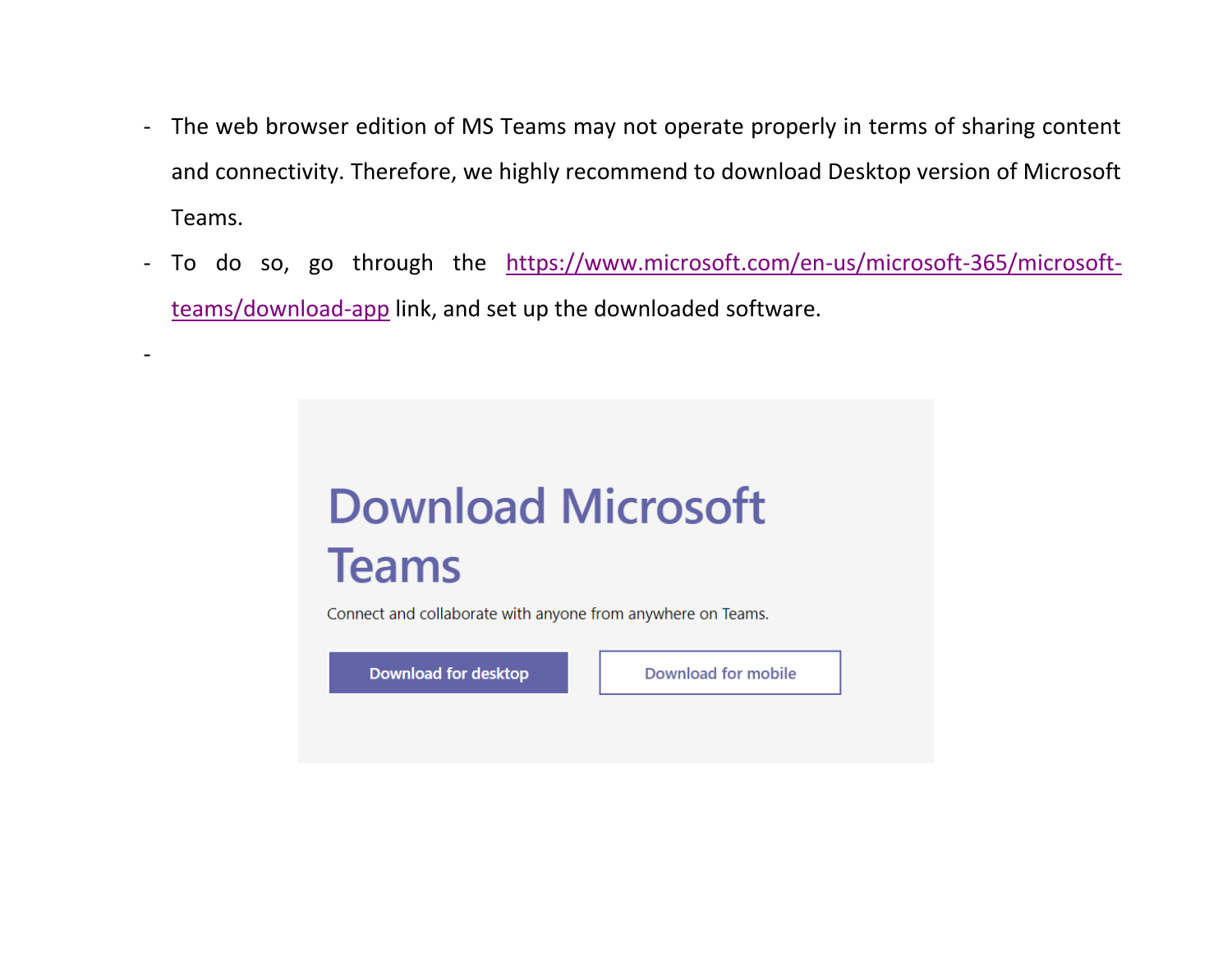- The web browser edition of MS Teams may not operate properly in terms of sharing content and connectivity. Therefore, we highly recommend to download Desktop version of Microsoft Teams.
- To do so, go through the [https://www.microsoft.com/en-us/microsoft-365/microsoft-teams/download-app](https://www.microsoft.com/en-us/microsoft-365/microsoft-teams/download-app) link, and set up the downloaded software.
-

# Download Microsoft Teams

Connect and collaborate with anyone from anywhere on Teams.

Download for desktop | Download for mobile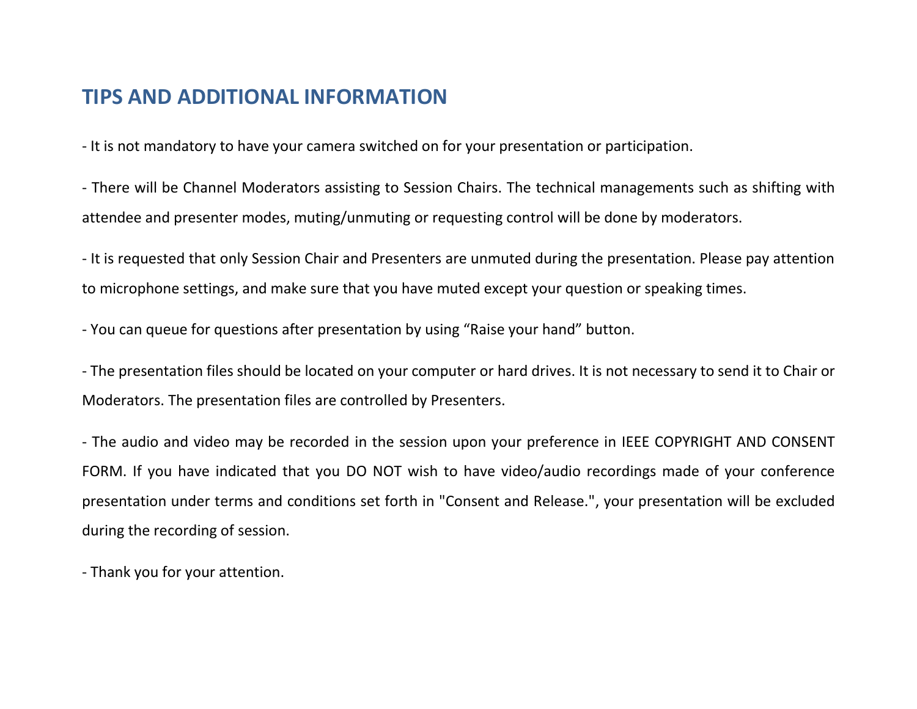## TIPS AND ADDITIONAL INFORMATION

- It is not mandatory to have your camera switched on for your presentation or participation.

- There will be Channel Moderators assisting to Session Chairs. The technical managements such as shifting with attendee and presenter modes, muting/unmuting or requesting control will be done by moderators.

- It is requested that only Session Chair and Presenters are unmuted during the presentation. Please pay attention to microphone settings, and make sure that you have muted except your question or speaking times.

- You can queue for questions after presentation by using “Raise your hand” button.

- The presentation files should be located on your computer or hard drives. It is not necessary to send it to Chair or Moderators. The presentation files are controlled by Presenters.

- The audio and video may be recorded in the session upon your preference in IEEE COPYRIGHT AND CONSENT FORM. If you have indicated that you DO NOT wish to have video/audio recordings made of your conference presentation under terms and conditions set forth in "Consent and Release.", your presentation will be excluded during the recording of session.

- Thank you for your attention.